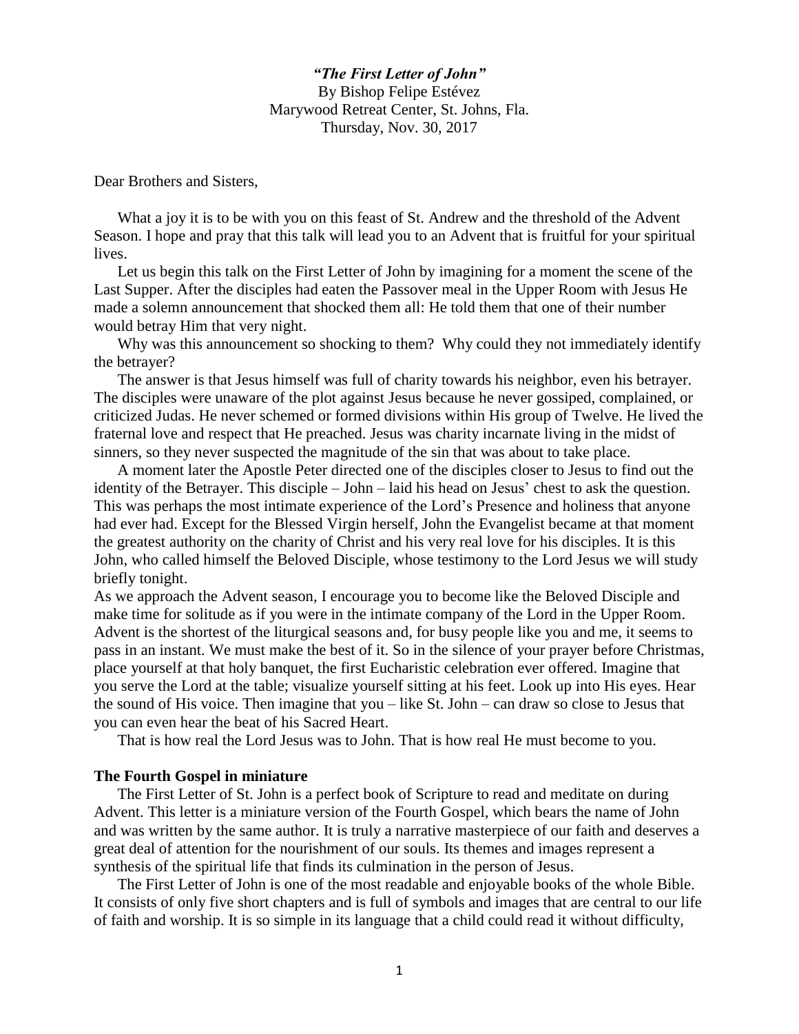***"The First Letter of John"***

By Bishop Felipe Estévez
Marywood Retreat Center, St. Johns, Fla.
Thursday, Nov. 30, 2017

Dear Brothers and Sisters,

What a joy it is to be with you on this feast of St. Andrew and the threshold of the Advent Season. I hope and pray that this talk will lead you to an Advent that is fruitful for your spiritual lives.

Let us begin this talk on the First Letter of John by imagining for a moment the scene of the Last Supper. After the disciples had eaten the Passover meal in the Upper Room with Jesus He made a solemn announcement that shocked them all: He told them that one of their number would betray Him that very night.

Why was this announcement so shocking to them? Why could they not immediately identify the betrayer?

The answer is that Jesus himself was full of charity towards his neighbor, even his betrayer. The disciples were unaware of the plot against Jesus because he never gossiped, complained, or criticized Judas. He never schemed or formed divisions within His group of Twelve. He lived the fraternal love and respect that He preached. Jesus was charity incarnate living in the midst of sinners, so they never suspected the magnitude of the sin that was about to take place.

A moment later the Apostle Peter directed one of the disciples closer to Jesus to find out the identity of the Betrayer. This disciple – John – laid his head on Jesus' chest to ask the question. This was perhaps the most intimate experience of the Lord's Presence and holiness that anyone had ever had. Except for the Blessed Virgin herself, John the Evangelist became at that moment the greatest authority on the charity of Christ and his very real love for his disciples. It is this John, who called himself the Beloved Disciple, whose testimony to the Lord Jesus we will study briefly tonight.

As we approach the Advent season, I encourage you to become like the Beloved Disciple and make time for solitude as if you were in the intimate company of the Lord in the Upper Room. Advent is the shortest of the liturgical seasons and, for busy people like you and me, it seems to pass in an instant. We must make the best of it. So in the silence of your prayer before Christmas, place yourself at that holy banquet, the first Eucharistic celebration ever offered. Imagine that you serve the Lord at the table; visualize yourself sitting at his feet. Look up into His eyes. Hear the sound of His voice. Then imagine that you – like St. John – can draw so close to Jesus that you can even hear the beat of his Sacred Heart.

That is how real the Lord Jesus was to John. That is how real He must become to you.

**The Fourth Gospel in miniature**

The First Letter of St. John is a perfect book of Scripture to read and meditate on during Advent. This letter is a miniature version of the Fourth Gospel, which bears the name of John and was written by the same author. It is truly a narrative masterpiece of our faith and deserves a great deal of attention for the nourishment of our souls. Its themes and images represent a synthesis of the spiritual life that finds its culmination in the person of Jesus.

The First Letter of John is one of the most readable and enjoyable books of the whole Bible. It consists of only five short chapters and is full of symbols and images that are central to our life of faith and worship. It is so simple in its language that a child could read it without difficulty,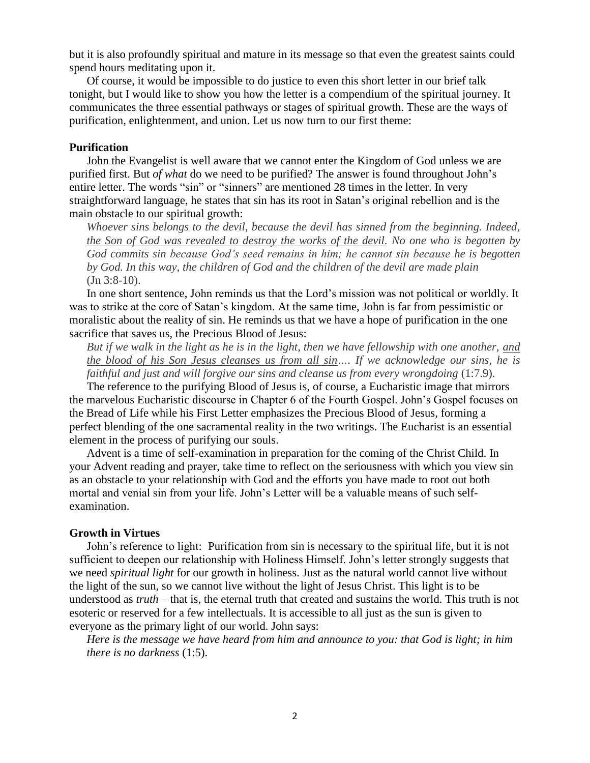but it is also profoundly spiritual and mature in its message so that even the greatest saints could spend hours meditating upon it.

Of course, it would be impossible to do justice to even this short letter in our brief talk tonight, but I would like to show you how the letter is a compendium of the spiritual journey. It communicates the three essential pathways or stages of spiritual growth. These are the ways of purification, enlightenment, and union. Let us now turn to our first theme:

**Purification**

John the Evangelist is well aware that we cannot enter the Kingdom of God unless we are purified first. But *of what* do we need to be purified? The answer is found throughout John's entire letter. The words "sin" or "sinners" are mentioned 28 times in the letter. In very straightforward language, he states that sin has its root in Satan's original rebellion and is the main obstacle to our spiritual growth:

> *Whoever sins belongs to the devil, because the devil has sinned from the beginning. Indeed, <u>the Son of God was revealed to destroy the works of the devil</u>. No one who is begotten by God commits sin because God's seed remains in him; he cannot sin because he is begotten by God. In this way, the children of God and the children of the devil are made plain* (Jn 3:8-10).

In one short sentence, John reminds us that the Lord's mission was not political or worldly. It was to strike at the core of Satan's kingdom. At the same time, John is far from pessimistic or moralistic about the reality of sin. He reminds us that we have a hope of purification in the one sacrifice that saves us, the Precious Blood of Jesus:

> *But if we walk in the light as he is in the light, then we have fellowship with one another, <u>and the blood of his Son Jesus cleanses us from all sin</u>…. If we acknowledge our sins, he is faithful and just and will forgive our sins and cleanse us from every wrongdoing* (1:7.9).

The reference to the purifying Blood of Jesus is, of course, a Eucharistic image that mirrors the marvelous Eucharistic discourse in Chapter 6 of the Fourth Gospel. John's Gospel focuses on the Bread of Life while his First Letter emphasizes the Precious Blood of Jesus, forming a perfect blending of the one sacramental reality in the two writings. The Eucharist is an essential element in the process of purifying our souls.

Advent is a time of self-examination in preparation for the coming of the Christ Child. In your Advent reading and prayer, take time to reflect on the seriousness with which you view sin as an obstacle to your relationship with God and the efforts you have made to root out both mortal and venial sin from your life. John's Letter will be a valuable means of such self-examination.

**Growth in Virtues**

John's reference to light: Purification from sin is necessary to the spiritual life, but it is not sufficient to deepen our relationship with Holiness Himself. John's letter strongly suggests that we need *spiritual light* for our growth in holiness. Just as the natural world cannot live without the light of the sun, so we cannot live without the light of Jesus Christ. This light is to be understood as *truth* – that is, the eternal truth that created and sustains the world. This truth is not esoteric or reserved for a few intellectuals. It is accessible to all just as the sun is given to everyone as the primary light of our world. John says:

> *Here is the message we have heard from him and announce to you: that God is light; in him there is no darkness* (1:5).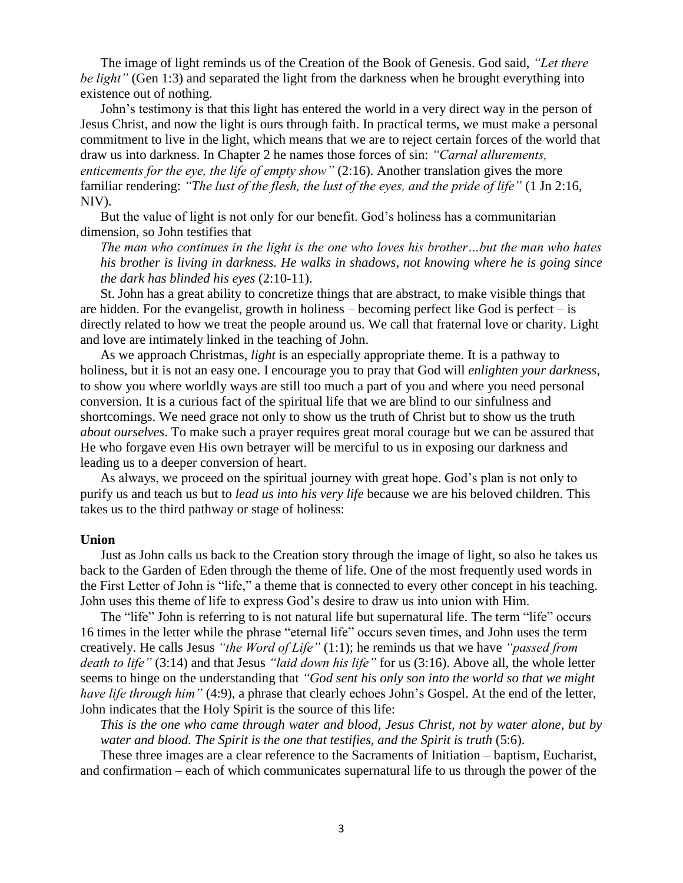The image of light reminds us of the Creation of the Book of Genesis. God said, *"Let there be light"* (Gen 1:3) and separated the light from the darkness when he brought everything into existence out of nothing.

John's testimony is that this light has entered the world in a very direct way in the person of Jesus Christ, and now the light is ours through faith. In practical terms, we must make a personal commitment to live in the light, which means that we are to reject certain forces of the world that draw us into darkness. In Chapter 2 he names those forces of sin: *"Carnal allurements, enticements for the eye, the life of empty show"* (2:16). Another translation gives the more familiar rendering: *"The lust of the flesh, the lust of the eyes, and the pride of life"* (1 Jn 2:16, NIV).

But the value of light is not only for our benefit. God's holiness has a communitarian dimension, so John testifies that

> *The man who continues in the light is the one who loves his brother…but the man who hates his brother is living in darkness. He walks in shadows, not knowing where he is going since the dark has blinded his eyes* (2:10-11).

St. John has a great ability to concretize things that are abstract, to make visible things that are hidden. For the evangelist, growth in holiness – becoming perfect like God is perfect – is directly related to how we treat the people around us. We call that fraternal love or charity. Light and love are intimately linked in the teaching of John.

As we approach Christmas, *light* is an especially appropriate theme. It is a pathway to holiness, but it is not an easy one. I encourage you to pray that God will *enlighten your darkness*, to show you where worldly ways are still too much a part of you and where you need personal conversion. It is a curious fact of the spiritual life that we are blind to our sinfulness and shortcomings. We need grace not only to show us the truth of Christ but to show us the truth *about ourselves*. To make such a prayer requires great moral courage but we can be assured that He who forgave even His own betrayer will be merciful to us in exposing our darkness and leading us to a deeper conversion of heart.

As always, we proceed on the spiritual journey with great hope. God's plan is not only to purify us and teach us but to *lead us into his very life* because we are his beloved children. This takes us to the third pathway or stage of holiness:

**Union**

Just as John calls us back to the Creation story through the image of light, so also he takes us back to the Garden of Eden through the theme of life. One of the most frequently used words in the First Letter of John is "life," a theme that is connected to every other concept in his teaching. John uses this theme of life to express God's desire to draw us into union with Him.

The "life" John is referring to is not natural life but supernatural life. The term "life" occurs 16 times in the letter while the phrase "eternal life" occurs seven times, and John uses the term creatively. He calls Jesus *"the Word of Life"* (1:1); he reminds us that we have *"passed from death to life"* (3:14) and that Jesus *"laid down his life"* for us (3:16). Above all, the whole letter seems to hinge on the understanding that *"God sent his only son into the world so that we might have life through him"* (4:9), a phrase that clearly echoes John's Gospel. At the end of the letter, John indicates that the Holy Spirit is the source of this life:

> *This is the one who came through water and blood, Jesus Christ, not by water alone, but by water and blood. The Spirit is the one that testifies, and the Spirit is truth* (5:6).

These three images are a clear reference to the Sacraments of Initiation – baptism, Eucharist, and confirmation – each of which communicates supernatural life to us through the power of the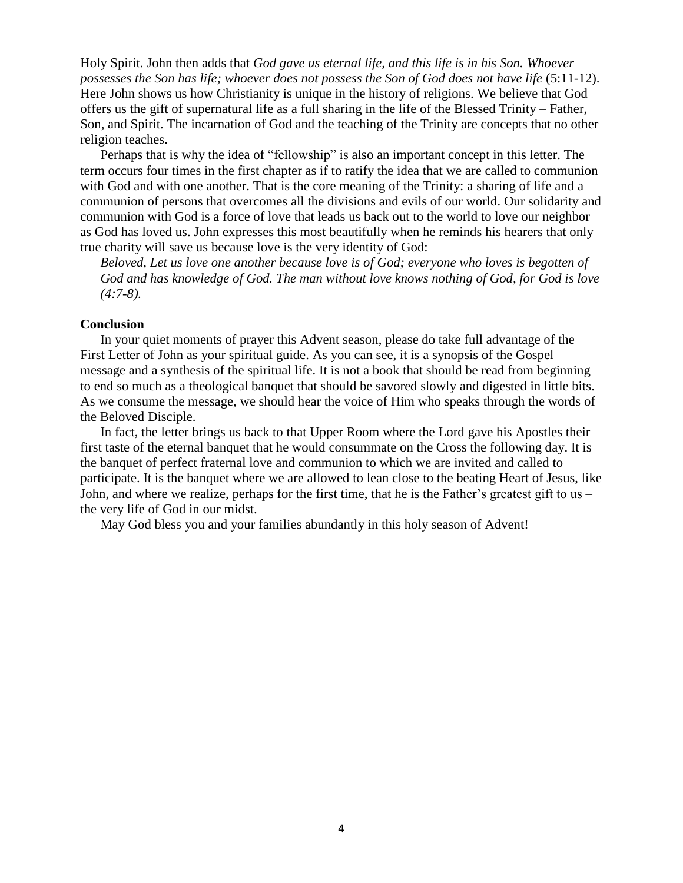Holy Spirit. John then adds that *God gave us eternal life, and this life is in his Son. Whoever possesses the Son has life; whoever does not possess the Son of God does not have life* (5:11-12). Here John shows us how Christianity is unique in the history of religions. We believe that God offers us the gift of supernatural life as a full sharing in the life of the Blessed Trinity – Father, Son, and Spirit. The incarnation of God and the teaching of the Trinity are concepts that no other religion teaches.

Perhaps that is why the idea of "fellowship" is also an important concept in this letter. The term occurs four times in the first chapter as if to ratify the idea that we are called to communion with God and with one another. That is the core meaning of the Trinity: a sharing of life and a communion of persons that overcomes all the divisions and evils of our world. Our solidarity and communion with God is a force of love that leads us back out to the world to love our neighbor as God has loved us. John expresses this most beautifully when he reminds his hearers that only true charity will save us because love is the very identity of God:

> *Beloved, Let us love one another because love is of God; everyone who loves is begotten of God and has knowledge of God. The man without love knows nothing of God, for God is love (4:7-8).*

**Conclusion**

In your quiet moments of prayer this Advent season, please do take full advantage of the First Letter of John as your spiritual guide. As you can see, it is a synopsis of the Gospel message and a synthesis of the spiritual life. It is not a book that should be read from beginning to end so much as a theological banquet that should be savored slowly and digested in little bits. As we consume the message, we should hear the voice of Him who speaks through the words of the Beloved Disciple.

In fact, the letter brings us back to that Upper Room where the Lord gave his Apostles their first taste of the eternal banquet that he would consummate on the Cross the following day. It is the banquet of perfect fraternal love and communion to which we are invited and called to participate. It is the banquet where we are allowed to lean close to the beating Heart of Jesus, like John, and where we realize, perhaps for the first time, that he is the Father's greatest gift to us – the very life of God in our midst.

May God bless you and your families abundantly in this holy season of Advent!